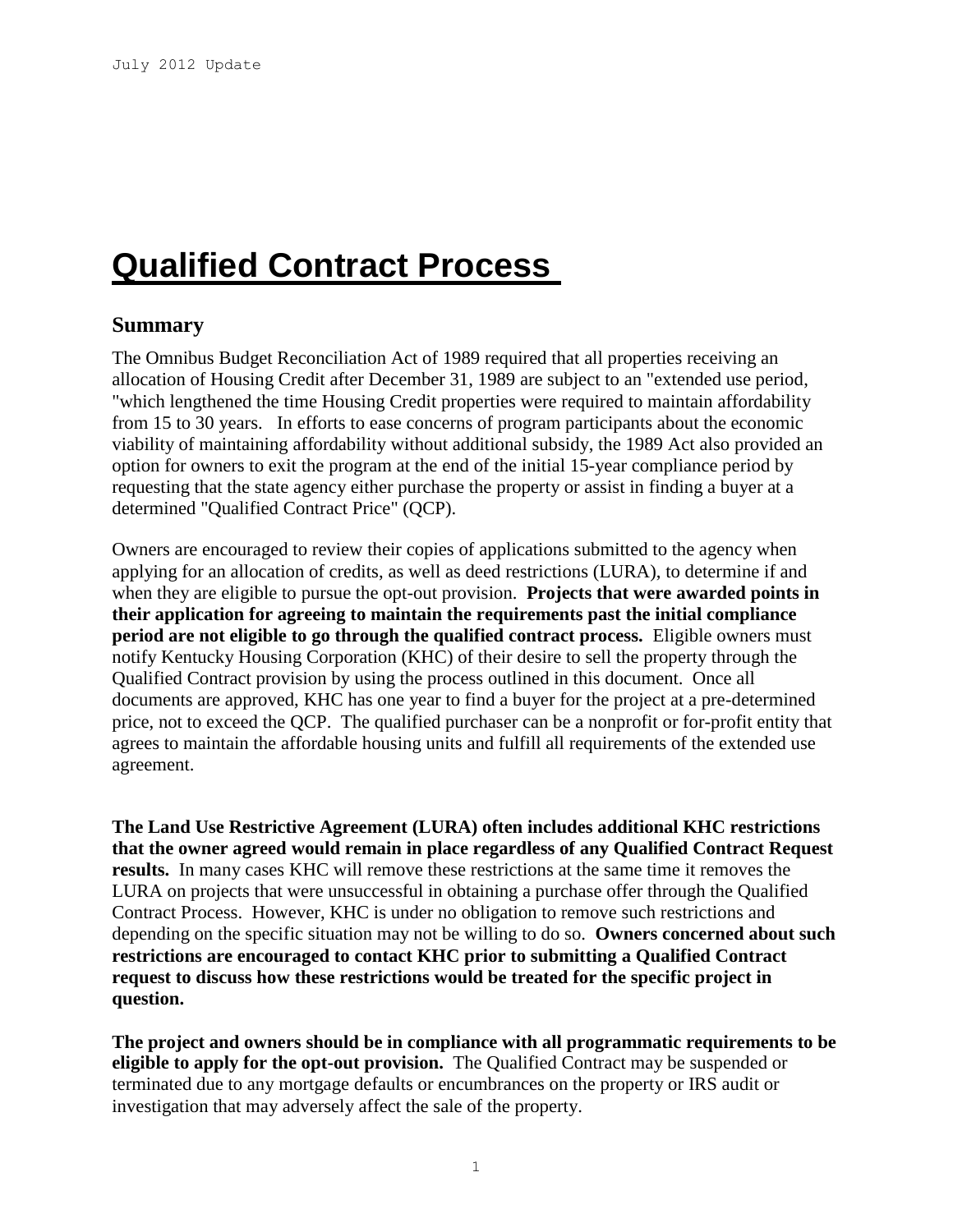# Qualified Contract Process

## Summary

The Omnibus Budget Reconciliation Act of 1989 required that all properties receiving an allocation of Housing Credit after December 31, 1989 are subject to an "extended use period, "which lengthened the time Housing Credit properties were required to maintain affordability from 15 to 30 years. In efforts to ease concerns of program participants about the economic viability of maintaining affordability without additional subsidy, the 1989 Act also provided an option for owners to exit the program at the end of the initial 15-year compliance period by requesting that the state agency either purchase the property or assist in finding a buyer at a determined "Qualified Contract Price" (QCP).

Owners are encouraged to review their copies of applications submitted to the agency when applying for an allocation of credits, as well as deed restrictions (LURA), to determine if and when they are eligible to pursue the opt-out provision. **Projects that were awarded points in their application for agreeing to maintain the requirements past the initial compliance period are not eligible to go through the qualified contract process.** Eligible owners must notify Kentucky Housing Corporation (KHC) of their desire to sell the property through the Qualified Contract provision by using the process outlined in this document. Once all documents are approved, KHC has one year to find a buyer for the project at a pre-determined price, not to exceed the QCP. The qualified purchaser can be a nonprofit or for-profit entity that agrees to maintain the affordable housing units and fulfill all requirements of the extended use agreement.

**The Land Use Restrictive Agreement (LURA) often includes additional KHC restrictions that the owner agreed would remain in place regardless of any Qualified Contract Request results.** In many cases KHC will remove these restrictions at the same time it removes the LURA on projects that were unsuccessful in obtaining a purchase offer through the Qualified Contract Process. However, KHC is under no obligation to remove such restrictions and depending on the specific situation may not be willing to do so. **Owners concerned about such restrictions are encouraged to contact KHC prior to submitting a Qualified Contract request to discuss how these restrictions would be treated for the specific project in question.**

**The project and owners should be in compliance with all programmatic requirements to be eligible to apply for the opt-out provision.** The Qualified Contract may be suspended or terminated due to any mortgage defaults or encumbrances on the property or IRS audit or investigation that may adversely affect the sale of the property.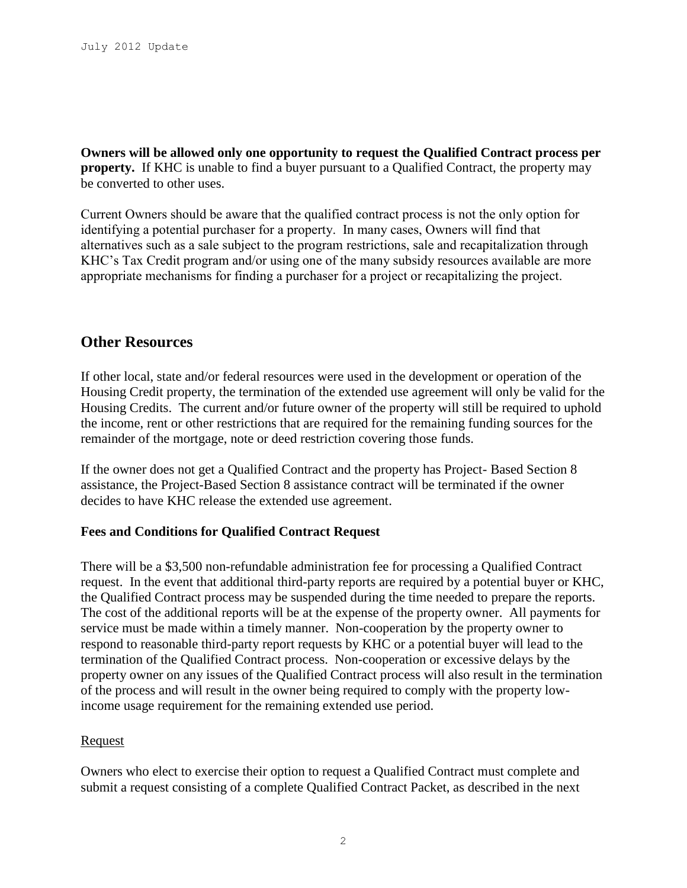**Owners will be allowed only one opportunity to request the Qualified Contract process per property.** If KHC is unable to find a buyer pursuant to a Qualified Contract, the property may be converted to other uses.

Current Owners should be aware that the qualified contract process is not the only option for identifying a potential purchaser for a property. In many cases, Owners will find that alternatives such as a sale subject to the program restrictions, sale and recapitalization through KHC's Tax Credit program and/or using one of the many subsidy resources available are more appropriate mechanisms for finding a purchaser for a project or recapitalizing the project.

## Other Resources

If other local, state and/or federal resources were used in the development or operation of the Housing Credit property, the termination of the extended use agreement will only be valid for the Housing Credits. The current and/or future owner of the property will still be required to uphold the income, rent or other restrictions that are required for the remaining funding sources for the remainder of the mortgage, note or deed restriction covering those funds.

If the owner does not get a Qualified Contract and the property has Project- Based Section 8 assistance, the Project-Based Section 8 assistance contract will be terminated if the owner decides to have KHC release the extended use agreement.

### Fees and Conditions for Qualified Contract Request

There will be a $3,500 non-refundable administration fee for processing a Qualified Contract request. In the event that additional third-party reports are required by a potential buyer or KHC, the Qualified Contract process may be suspended during the time needed to prepare the reports. The cost of the additional reports will be at the expense of the property owner. All payments for service must be made within a timely manner. Non-cooperation by the property owner to respond to reasonable third-party report requests by KHC or a potential buyer will lead to the termination of the Qualified Contract process. Non-cooperation or excessive delays by the property owner on any issues of the Qualified Contract process will also result in the termination of the process and will result in the owner being required to comply with the property low-income usage requirement for the remaining extended use period.

Request

Owners who elect to exercise their option to request a Qualified Contract must complete and submit a request consisting of a complete Qualified Contract Packet, as described in the next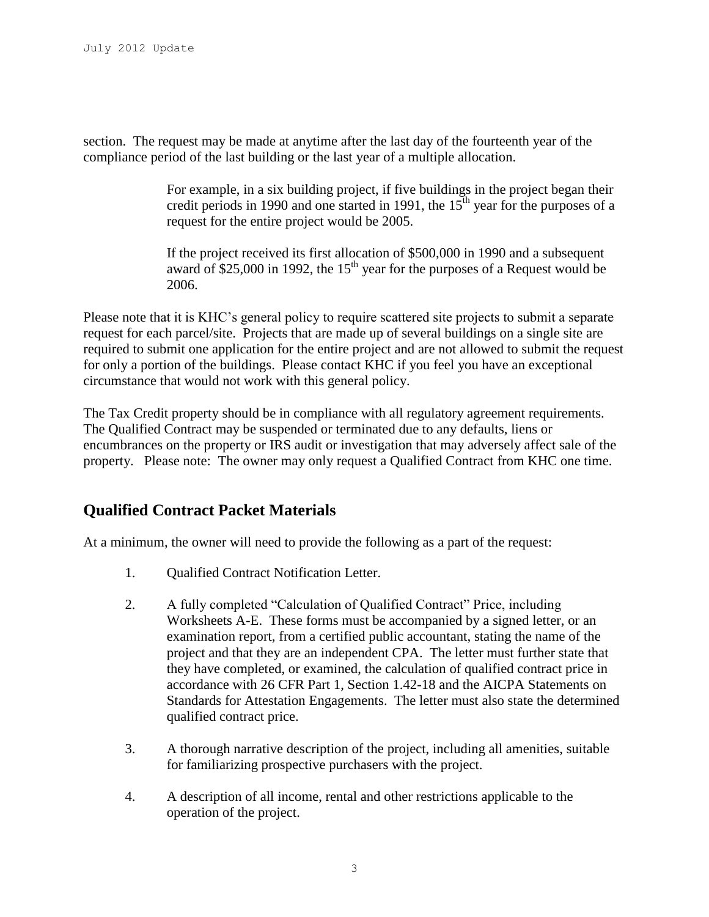section. The request may be made at anytime after the last day of the fourteenth year of the compliance period of the last building or the last year of a multiple allocation.

> For example, in a six building project, if five buildings in the project began their credit periods in 1990 and one started in 1991, the $15^{th}$ year for the purposes of a request for the entire project would be 2005.
>
> If the project received its first allocation of \$500,000 in 1990 and a subsequent award of \$25,000 in 1992, the $15^{th}$ year for the purposes of a Request would be 2006.

Please note that it is KHC's general policy to require scattered site projects to submit a separate request for each parcel/site. Projects that are made up of several buildings on a single site are required to submit one application for the entire project and are not allowed to submit the request for only a portion of the buildings. Please contact KHC if you feel you have an exceptional circumstance that would not work with this general policy.

The Tax Credit property should be in compliance with all regulatory agreement requirements. The Qualified Contract may be suspended or terminated due to any defaults, liens or encumbrances on the property or IRS audit or investigation that may adversely affect sale of the property. Please note: The owner may only request a Qualified Contract from KHC one time.

## Qualified Contract Packet Materials

At a minimum, the owner will need to provide the following as a part of the request:

1. Qualified Contract Notification Letter.

2. A fully completed "Calculation of Qualified Contract" Price, including Worksheets A-E. These forms must be accompanied by a signed letter, or an examination report, from a certified public accountant, stating the name of the project and that they are an independent CPA. The letter must further state that they have completed, or examined, the calculation of qualified contract price in accordance with 26 CFR Part 1, Section 1.42-18 and the AICPA Statements on Standards for Attestation Engagements. The letter must also state the determined qualified contract price.

3. A thorough narrative description of the project, including all amenities, suitable for familiarizing prospective purchasers with the project.

4. A description of all income, rental and other restrictions applicable to the operation of the project.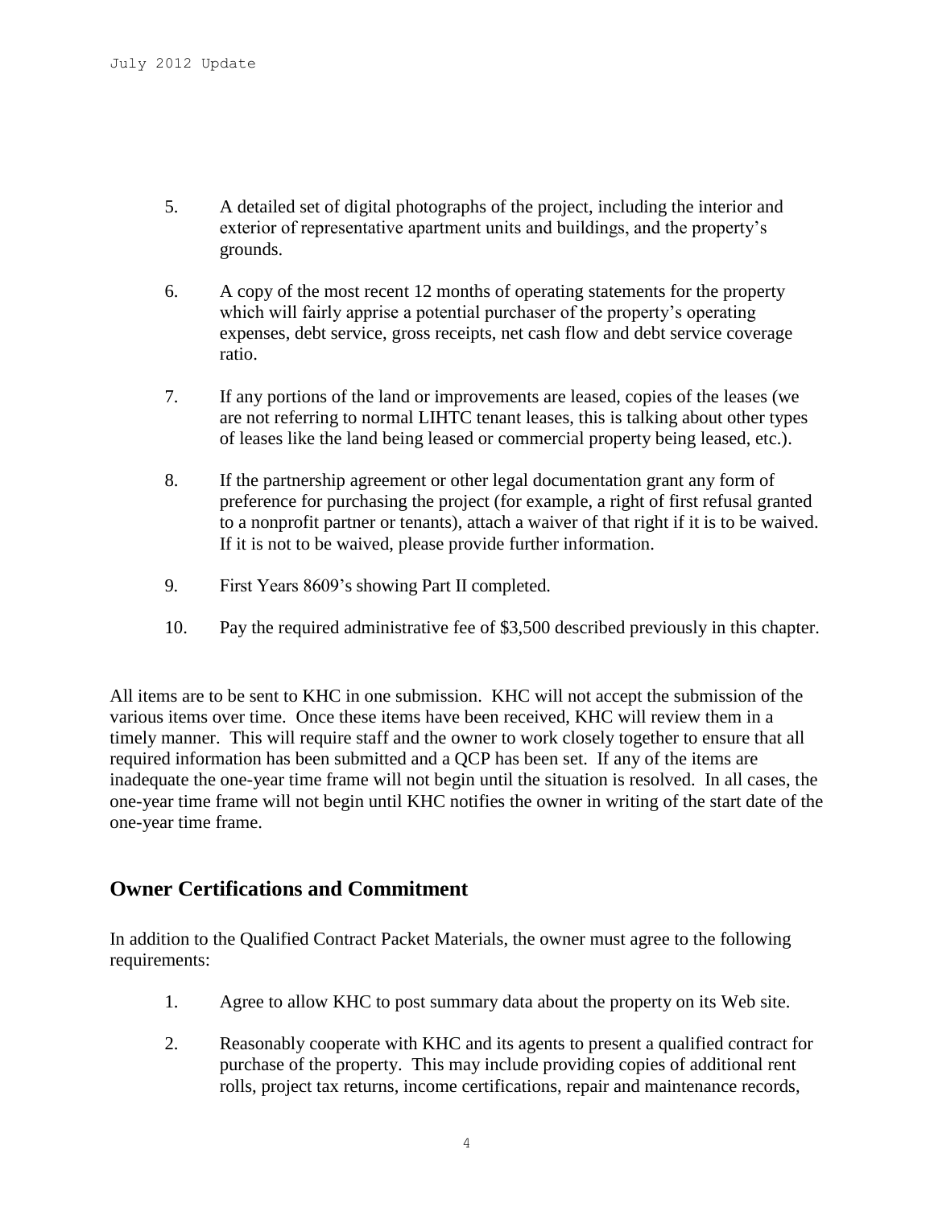5. A detailed set of digital photographs of the project, including the interior and exterior of representative apartment units and buildings, and the property's grounds.

6. A copy of the most recent 12 months of operating statements for the property which will fairly apprise a potential purchaser of the property's operating expenses, debt service, gross receipts, net cash flow and debt service coverage ratio.

7. If any portions of the land or improvements are leased, copies of the leases (we are not referring to normal LIHTC tenant leases, this is talking about other types of leases like the land being leased or commercial property being leased, etc.).

8. If the partnership agreement or other legal documentation grant any form of preference for purchasing the project (for example, a right of first refusal granted to a nonprofit partner or tenants), attach a waiver of that right if it is to be waived. If it is not to be waived, please provide further information.

9. First Years 8609's showing Part II completed.

10. Pay the required administrative fee of $3,500 described previously in this chapter.

All items are to be sent to KHC in one submission. KHC will not accept the submission of the various items over time. Once these items have been received, KHC will review them in a timely manner. This will require staff and the owner to work closely together to ensure that all required information has been submitted and a QCP has been set. If any of the items are inadequate the one-year time frame will not begin until the situation is resolved. In all cases, the one-year time frame will not begin until KHC notifies the owner in writing of the start date of the one-year time frame.

## Owner Certifications and Commitment

In addition to the Qualified Contract Packet Materials, the owner must agree to the following requirements:

1. Agree to allow KHC to post summary data about the property on its Web site.

2. Reasonably cooperate with KHC and its agents to present a qualified contract for purchase of the property. This may include providing copies of additional rent rolls, project tax returns, income certifications, repair and maintenance records,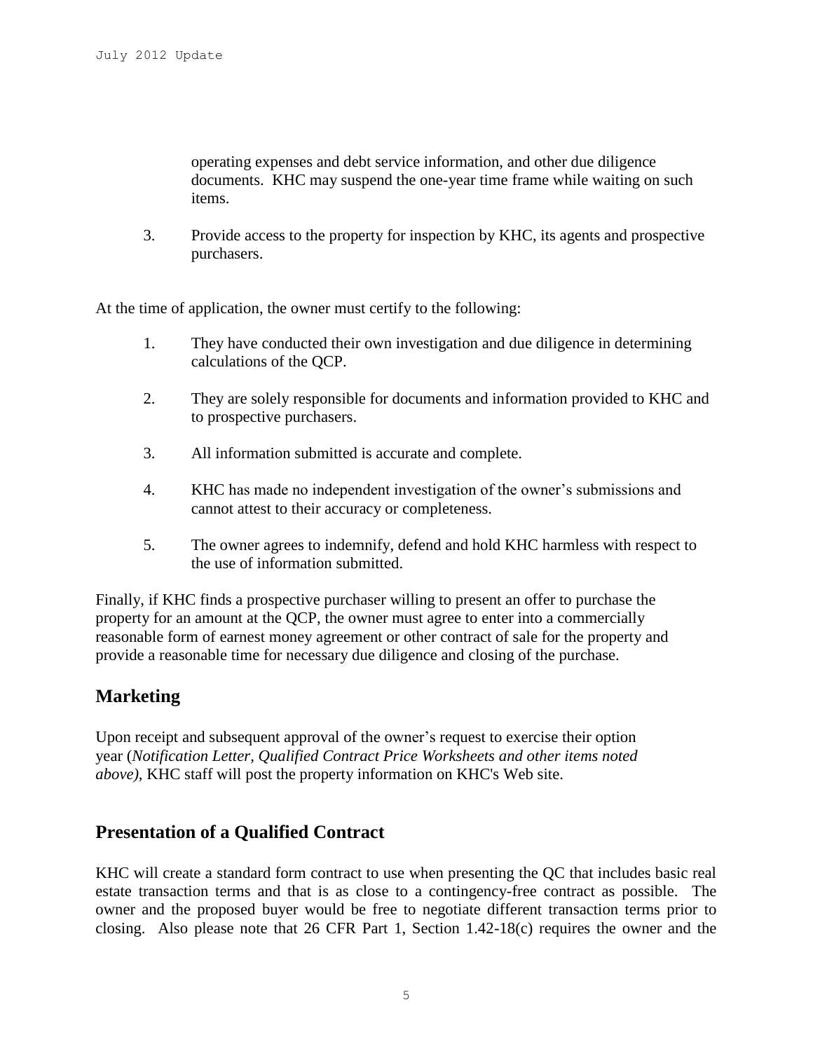operating expenses and debt service information, and other due diligence documents. KHC may suspend the one-year time frame while waiting on such items.

3. Provide access to the property for inspection by KHC, its agents and prospective purchasers.

At the time of application, the owner must certify to the following:

1. They have conducted their own investigation and due diligence in determining calculations of the QCP.
2. They are solely responsible for documents and information provided to KHC and to prospective purchasers.
3. All information submitted is accurate and complete.
4. KHC has made no independent investigation of the owner's submissions and cannot attest to their accuracy or completeness.
5. The owner agrees to indemnify, defend and hold KHC harmless with respect to the use of information submitted.

Finally, if KHC finds a prospective purchaser willing to present an offer to purchase the property for an amount at the QCP, the owner must agree to enter into a commercially reasonable form of earnest money agreement or other contract of sale for the property and provide a reasonable time for necessary due diligence and closing of the purchase.

## Marketing

Upon receipt and subsequent approval of the owner's request to exercise their option year (*Notification Letter, Qualified Contract Price Worksheets and other items noted above),* KHC staff will post the property information on KHC's Web site.

## Presentation of a Qualified Contract

KHC will create a standard form contract to use when presenting the QC that includes basic real estate transaction terms and that is as close to a contingency-free contract as possible. The owner and the proposed buyer would be free to negotiate different transaction terms prior to closing. Also please note that 26 CFR Part 1, Section 1.42-18(c) requires the owner and the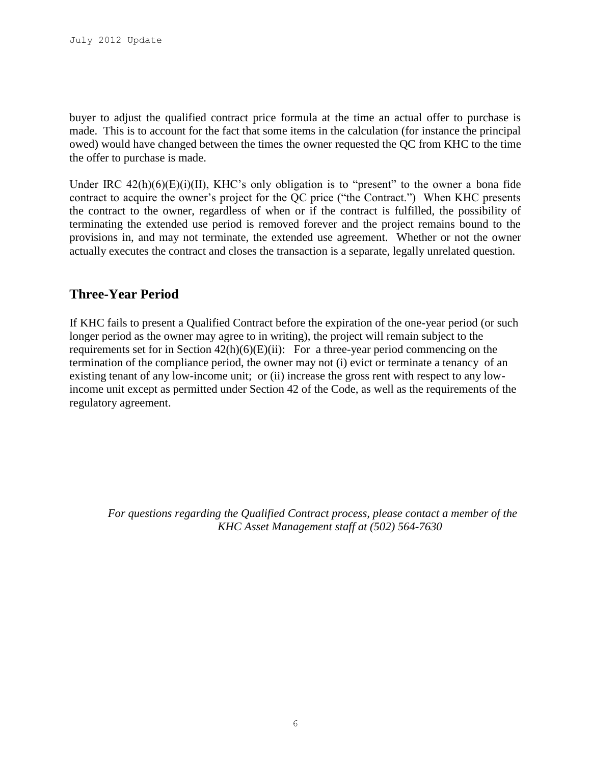buyer to adjust the qualified contract price formula at the time an actual offer to purchase is made. This is to account for the fact that some items in the calculation (for instance the principal owed) would have changed between the times the owner requested the QC from KHC to the time the offer to purchase is made.

Under IRC 42(h)(6)(E)(i)(II), KHC's only obligation is to "present" to the owner a bona fide contract to acquire the owner's project for the QC price ("the Contract.") When KHC presents the contract to the owner, regardless of when or if the contract is fulfilled, the possibility of terminating the extended use period is removed forever and the project remains bound to the provisions in, and may not terminate, the extended use agreement. Whether or not the owner actually executes the contract and closes the transaction is a separate, legally unrelated question.

## Three-Year Period

If KHC fails to present a Qualified Contract before the expiration of the one-year period (or such longer period as the owner may agree to in writing), the project will remain subject to the requirements set for in Section 42(h)(6)(E)(ii): For a three-year period commencing on the termination of the compliance period, the owner may not (i) evict or terminate a tenancy of an existing tenant of any low-income unit; or (ii) increase the gross rent with respect to any low-income unit except as permitted under Section 42 of the Code, as well as the requirements of the regulatory agreement.

*For questions regarding the Qualified Contract process, please contact a member of the KHC Asset Management staff at (502) 564-7630*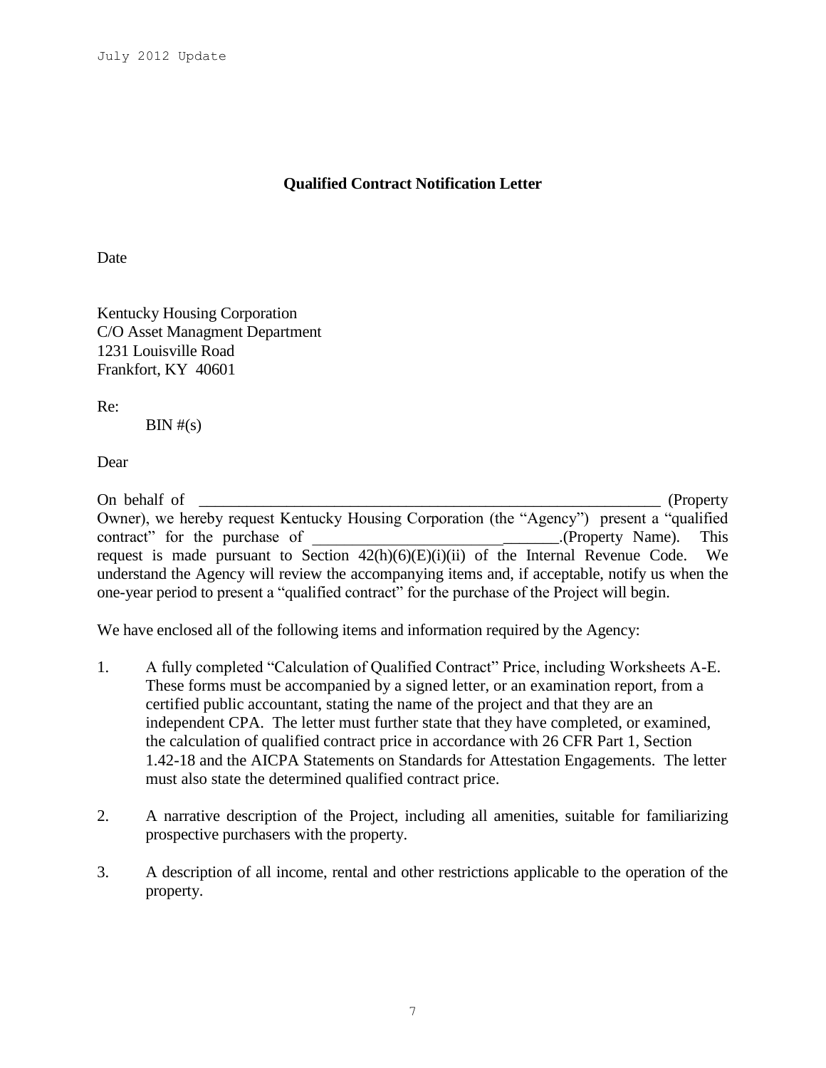## Qualified Contract Notification Letter

Date

Kentucky Housing Corporation
C/O Asset Managment Department
1231 Louisville Road
Frankfort, KY 40601

Re:
BIN #(s)

Dear

On behalf of \_\_\_\_\_\_\_\_\_\_\_\_\_\_\_\_\_\_\_\_\_\_\_\_\_\_\_\_\_\_\_\_\_\_\_\_\_\_\_\_\_\_\_\_\_\_\_\_\_\_\_\_\_\_\_\_\_\_ (Property Owner), we hereby request Kentucky Housing Corporation (the "Agency") present a "qualified contract" for the purchase of \_\_\_\_\_\_\_\_\_\_\_\_\_\_\_\_\_\_\_\_\_\_\_\_\_\_\_\_\_\_\_.(Property Name). This request is made pursuant to Section 42(h)(6)(E)(i)(ii) of the Internal Revenue Code. We understand the Agency will review the accompanying items and, if acceptable, notify us when the one-year period to present a "qualified contract" for the purchase of the Project will begin.

We have enclosed all of the following items and information required by the Agency:

1. A fully completed "Calculation of Qualified Contract" Price, including Worksheets A-E. These forms must be accompanied by a signed letter, or an examination report, from a certified public accountant, stating the name of the project and that they are an independent CPA. The letter must further state that they have completed, or examined, the calculation of qualified contract price in accordance with 26 CFR Part 1, Section 1.42-18 and the AICPA Statements on Standards for Attestation Engagements. The letter must also state the determined qualified contract price.

2. A narrative description of the Project, including all amenities, suitable for familiarizing prospective purchasers with the property.

3. A description of all income, rental and other restrictions applicable to the operation of the property.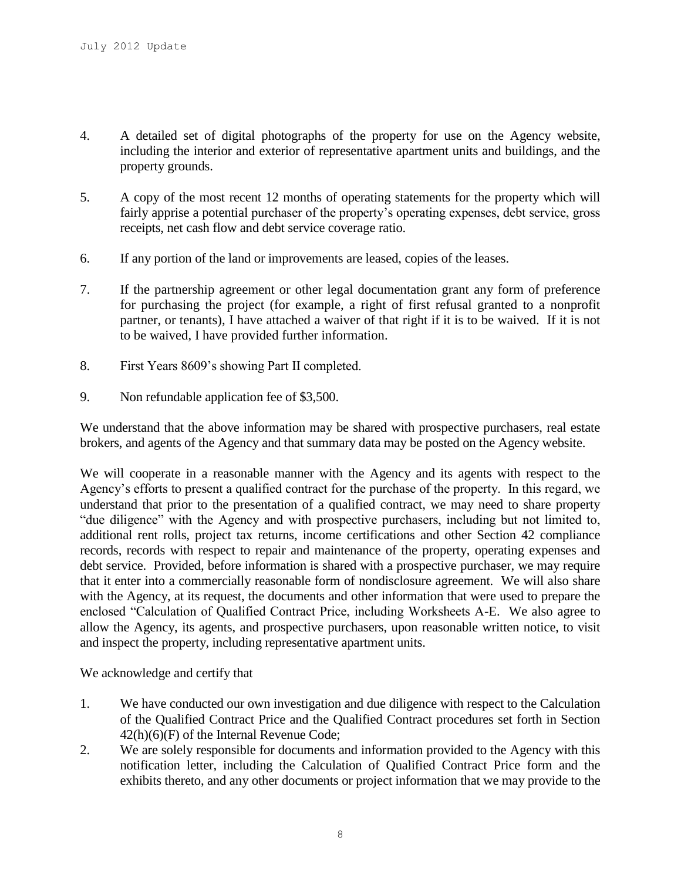4. A detailed set of digital photographs of the property for use on the Agency website, including the interior and exterior of representative apartment units and buildings, and the property grounds.

5. A copy of the most recent 12 months of operating statements for the property which will fairly apprise a potential purchaser of the property's operating expenses, debt service, gross receipts, net cash flow and debt service coverage ratio.

6. If any portion of the land or improvements are leased, copies of the leases.

7. If the partnership agreement or other legal documentation grant any form of preference for purchasing the project (for example, a right of first refusal granted to a nonprofit partner, or tenants), I have attached a waiver of that right if it is to be waived. If it is not to be waived, I have provided further information.

8. First Years 8609's showing Part II completed.

9. Non refundable application fee of $3,500.

We understand that the above information may be shared with prospective purchasers, real estate brokers, and agents of the Agency and that summary data may be posted on the Agency website.

We will cooperate in a reasonable manner with the Agency and its agents with respect to the Agency's efforts to present a qualified contract for the purchase of the property. In this regard, we understand that prior to the presentation of a qualified contract, we may need to share property "due diligence" with the Agency and with prospective purchasers, including but not limited to, additional rent rolls, project tax returns, income certifications and other Section 42 compliance records, records with respect to repair and maintenance of the property, operating expenses and debt service. Provided, before information is shared with a prospective purchaser, we may require that it enter into a commercially reasonable form of nondisclosure agreement. We will also share with the Agency, at its request, the documents and other information that were used to prepare the enclosed "Calculation of Qualified Contract Price, including Worksheets A-E. We also agree to allow the Agency, its agents, and prospective purchasers, upon reasonable written notice, to visit and inspect the property, including representative apartment units.

We acknowledge and certify that

1. We have conducted our own investigation and due diligence with respect to the Calculation of the Qualified Contract Price and the Qualified Contract procedures set forth in Section 42(h)(6)(F) of the Internal Revenue Code;
2. We are solely responsible for documents and information provided to the Agency with this notification letter, including the Calculation of Qualified Contract Price form and the exhibits thereto, and any other documents or project information that we may provide to the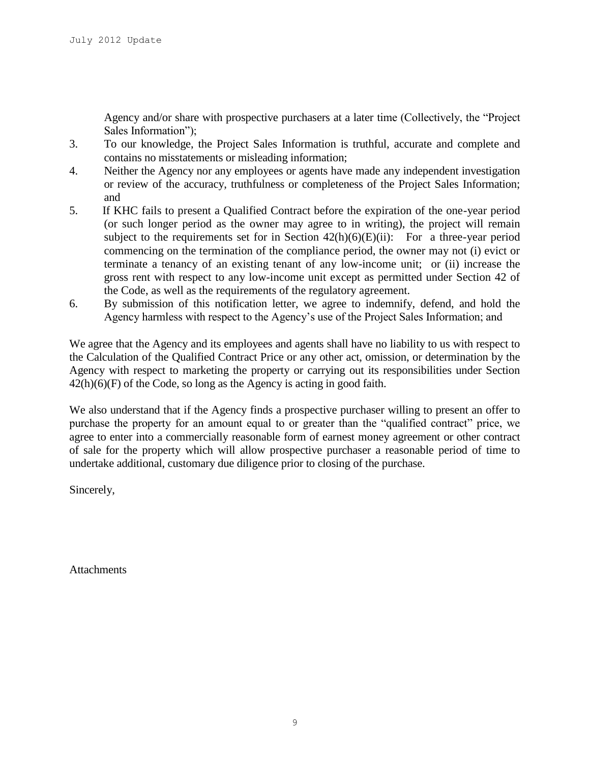Agency and/or share with prospective purchasers at a later time (Collectively, the "Project Sales Information");

3. To our knowledge, the Project Sales Information is truthful, accurate and complete and contains no misstatements or misleading information;
4. Neither the Agency nor any employees or agents have made any independent investigation or review of the accuracy, truthfulness or completeness of the Project Sales Information; and
5. If KHC fails to present a Qualified Contract before the expiration of the one-year period (or such longer period as the owner may agree to in writing), the project will remain subject to the requirements set for in Section 42(h)(6)(E)(ii): For a three-year period commencing on the termination of the compliance period, the owner may not (i) evict or terminate a tenancy of an existing tenant of any low-income unit; or (ii) increase the gross rent with respect to any low-income unit except as permitted under Section 42 of the Code, as well as the requirements of the regulatory agreement.
6. By submission of this notification letter, we agree to indemnify, defend, and hold the Agency harmless with respect to the Agency's use of the Project Sales Information; and

We agree that the Agency and its employees and agents shall have no liability to us with respect to the Calculation of the Qualified Contract Price or any other act, omission, or determination by the Agency with respect to marketing the property or carrying out its responsibilities under Section 42(h)(6)(F) of the Code, so long as the Agency is acting in good faith.

We also understand that if the Agency finds a prospective purchaser willing to present an offer to purchase the property for an amount equal to or greater than the "qualified contract" price, we agree to enter into a commercially reasonable form of earnest money agreement or other contract of sale for the property which will allow prospective purchaser a reasonable period of time to undertake additional, customary due diligence prior to closing of the purchase.

Sincerely,

Attachments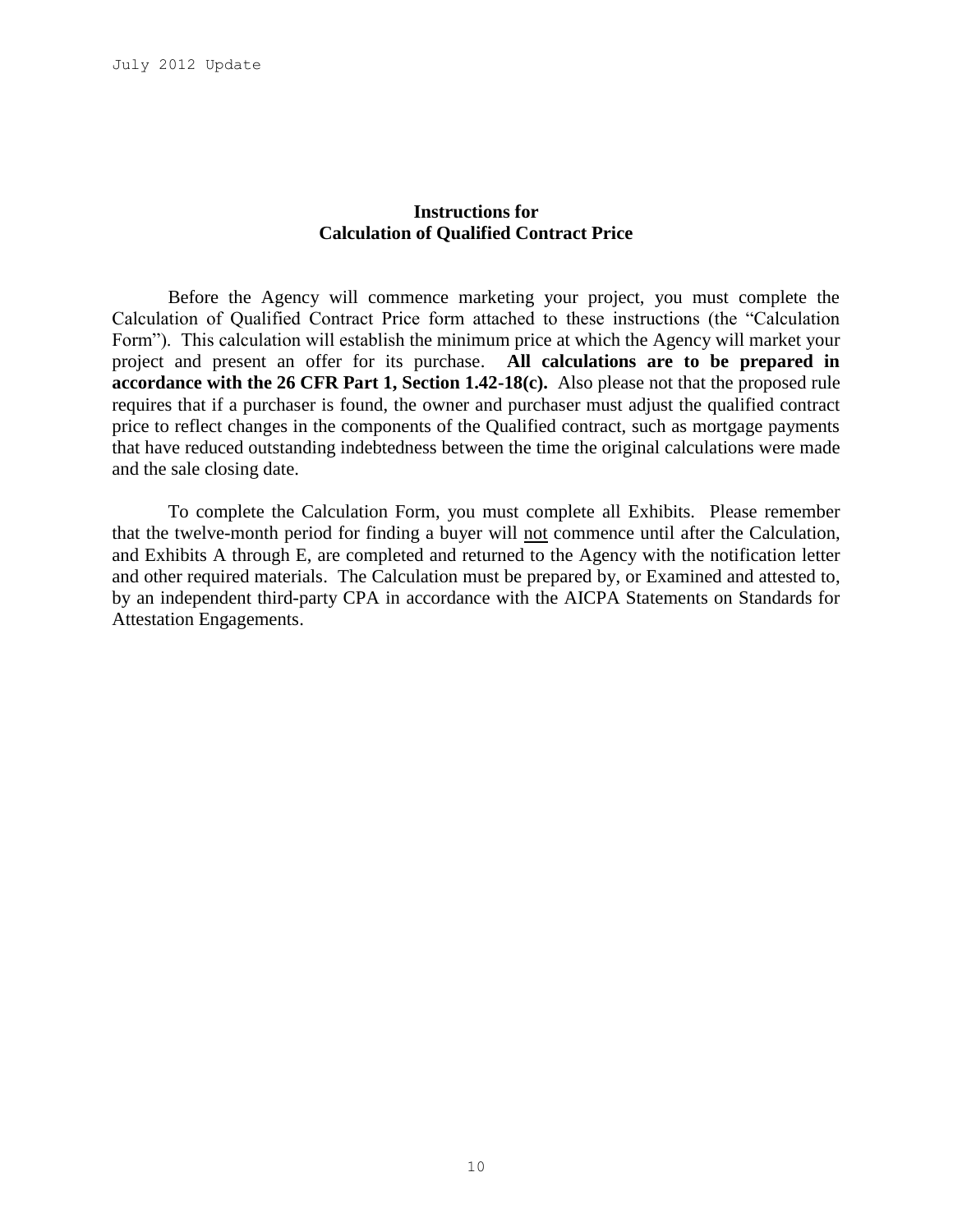## Instructions for Calculation of Qualified Contract Price

Before the Agency will commence marketing your project, you must complete the Calculation of Qualified Contract Price form attached to these instructions (the "Calculation Form"). This calculation will establish the minimum price at which the Agency will market your project and present an offer for its purchase. **All calculations are to be prepared in accordance with the 26 CFR Part 1, Section 1.42-18(c).** Also please not that the proposed rule requires that if a purchaser is found, the owner and purchaser must adjust the qualified contract price to reflect changes in the components of the Qualified contract, such as mortgage payments that have reduced outstanding indebtedness between the time the original calculations were made and the sale closing date.

To complete the Calculation Form, you must complete all Exhibits. Please remember that the twelve-month period for finding a buyer will <u>not</u> commence until after the Calculation, and Exhibits A through E, are completed and returned to the Agency with the notification letter and other required materials. The Calculation must be prepared by, or Examined and attested to, by an independent third-party CPA in accordance with the AICPA Statements on Standards for Attestation Engagements.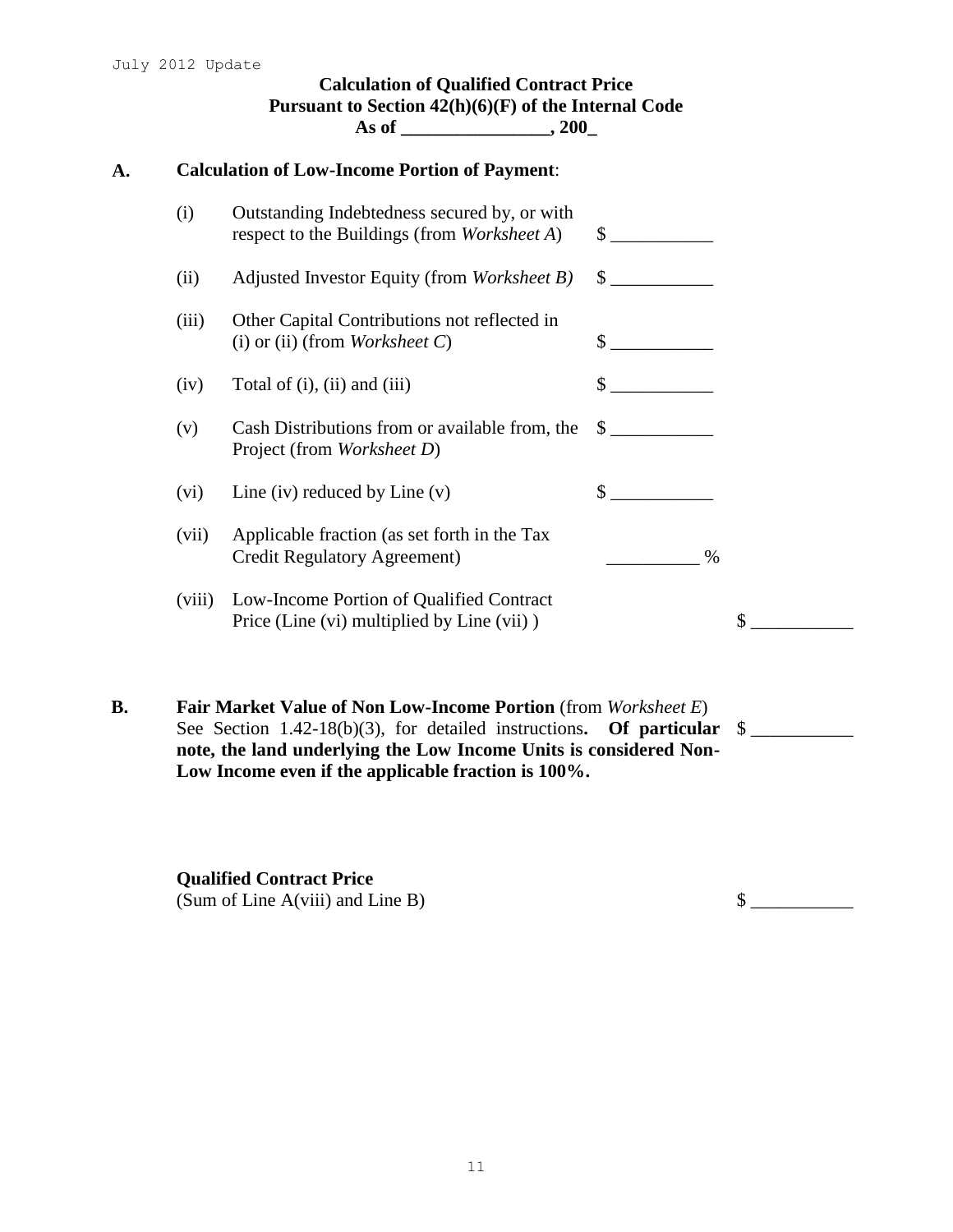July 2012 Update

**Calculation of Qualified Contract Price**
**Pursuant to Section 42(h)(6)(F) of the Internal Code**
**As of ________________, 200_**

**A. Calculation of Low-Income Portion of Payment**:

| | | | |
|---|---|---|---|
| (i) | Outstanding Indebtedness secured by, or with respect to the Buildings (from *Worksheet A*) | $ ___________ | |
| (ii) | Adjusted Investor Equity (from *Worksheet B)* | $ ___________ | |
| (iii) | Other Capital Contributions not reflected in (i) or (ii) (from *Worksheet C*) | $ ___________ | |
| (iv) | Total of (i), (ii) and (iii) | $ ___________ | |
| (v) | Cash Distributions from or available from, the Project (from *Worksheet D*) | $ ___________ | |
| (vi) | Line (iv) reduced by Line (v) | $ ___________ | |
| (vii) | Applicable fraction (as set forth in the Tax Credit Regulatory Agreement) | __________ % | |
| (viii) | Low-Income Portion of Qualified Contract Price (Line (vi) multiplied by Line (vii) ) | | $ ___________ |

**B. Fair Market Value of Non Low-Income Portion** (from *Worksheet E*) See Section 1.42-18(b)(3), for detailed instructions**. Of particular note, the land underlying the Low Income Units is considered Non-Low Income even if the applicable fraction is 100%.** $ ___________

**Qualified Contract Price**
(Sum of Line A(viii) and Line B) $ ___________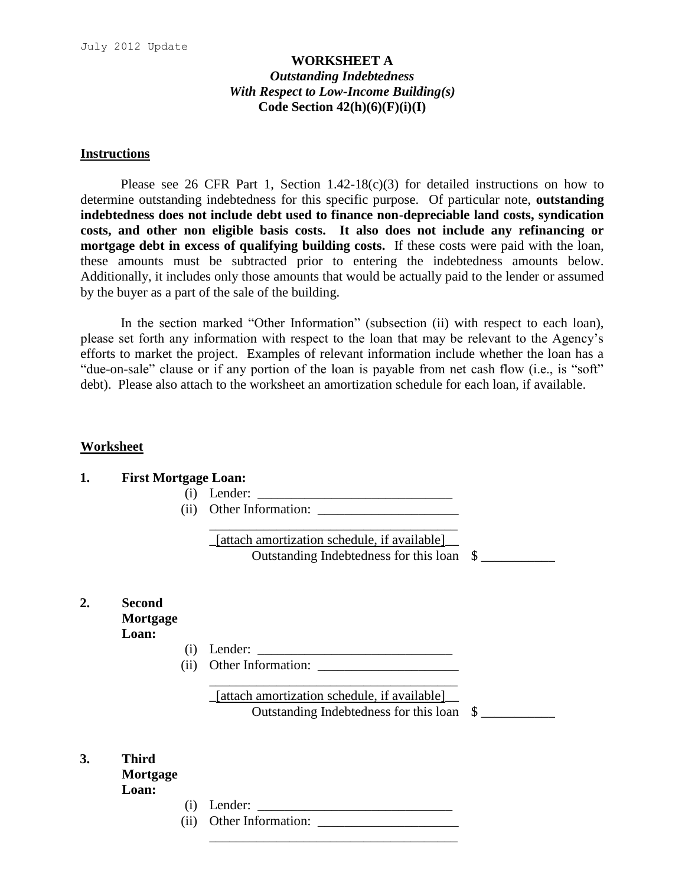**WORKSHEET A**
***Outstanding Indebtedness***
***With Respect to Low-Income Building(s)***
**Code Section 42(h)(6)(F)(i)(I)**

## Instructions

Please see 26 CFR Part 1, Section 1.42-18(c)(3) for detailed instructions on how to determine outstanding indebtedness for this specific purpose. Of particular note, **outstanding indebtedness does not include debt used to finance non-depreciable land costs, syndication costs, and other non eligible basis costs. It also does not include any refinancing or mortgage debt in excess of qualifying building costs.** If these costs were paid with the loan, these amounts must be subtracted prior to entering the indebtedness amounts below. Additionally, it includes only those amounts that would be actually paid to the lender or assumed by the buyer as a part of the sale of the building.

In the section marked "Other Information" (subsection (ii) with respect to each loan), please set forth any information with respect to the loan that may be relevant to the Agency's efforts to market the project. Examples of relevant information include whether the loan has a "due-on-sale" clause or if any portion of the loan is payable from net cash flow (i.e., is "soft" debt). Please also attach to the worksheet an amortization schedule for each loan, if available.

## Worksheet

**1. First Mortgage Loan:**

(i) Lender: ______________________________

(ii) Other Information: ______________________

_______________________________________

_[attach amortization schedule, if available]__

Outstanding Indebtedness for this loan $ ___________

**2. Second Mortgage Loan:**

(i) Lender: ______________________________

(ii) Other Information: ______________________

_______________________________________

_[attach amortization schedule, if available]__

Outstanding Indebtedness for this loan $ ___________

**3. Third Mortgage Loan:**

(i) Lender: ______________________________

(ii) Other Information: ______________________

_______________________________________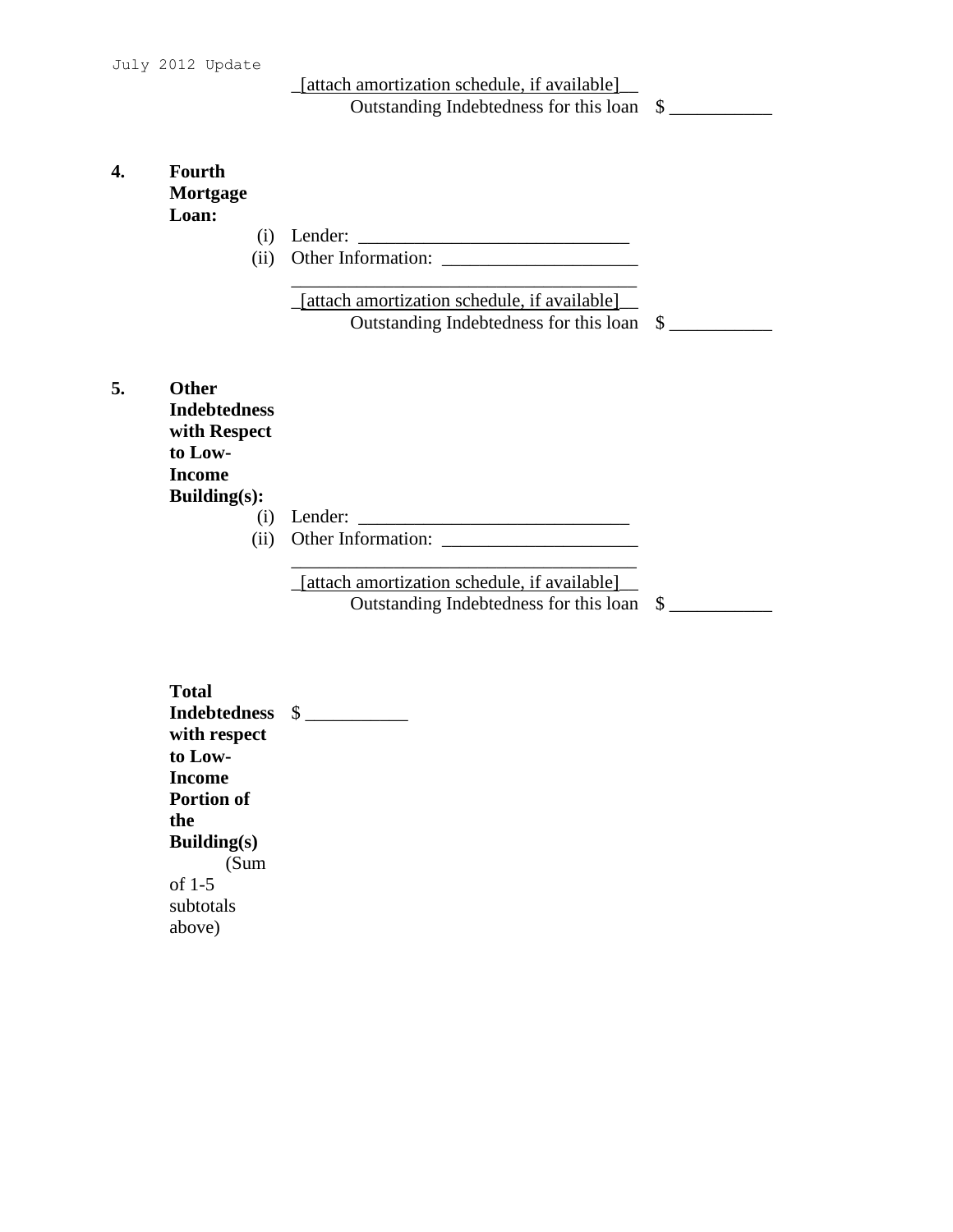_[attach amortization schedule, if available]__

Outstanding Indebtedness for this loan $ ___________

**4. Fourth Mortgage Loan:**

(i) Lender: _____________________________

(ii) Other Information: _____________________

_____________________________________

_[attach amortization schedule, if available]__

Outstanding Indebtedness for this loan $ ___________

**5. Other Indebtedness with Respect to Low-Income Building(s):**

(i) Lender: _____________________________

(ii) Other Information: _____________________

_____________________________________

_[attach amortization schedule, if available]__

Outstanding Indebtedness for this loan $ ___________

**Total Indebtedness with respect to Low-Income Portion of the Building(s)** (Sum of 1-5 subtotals above) $ ___________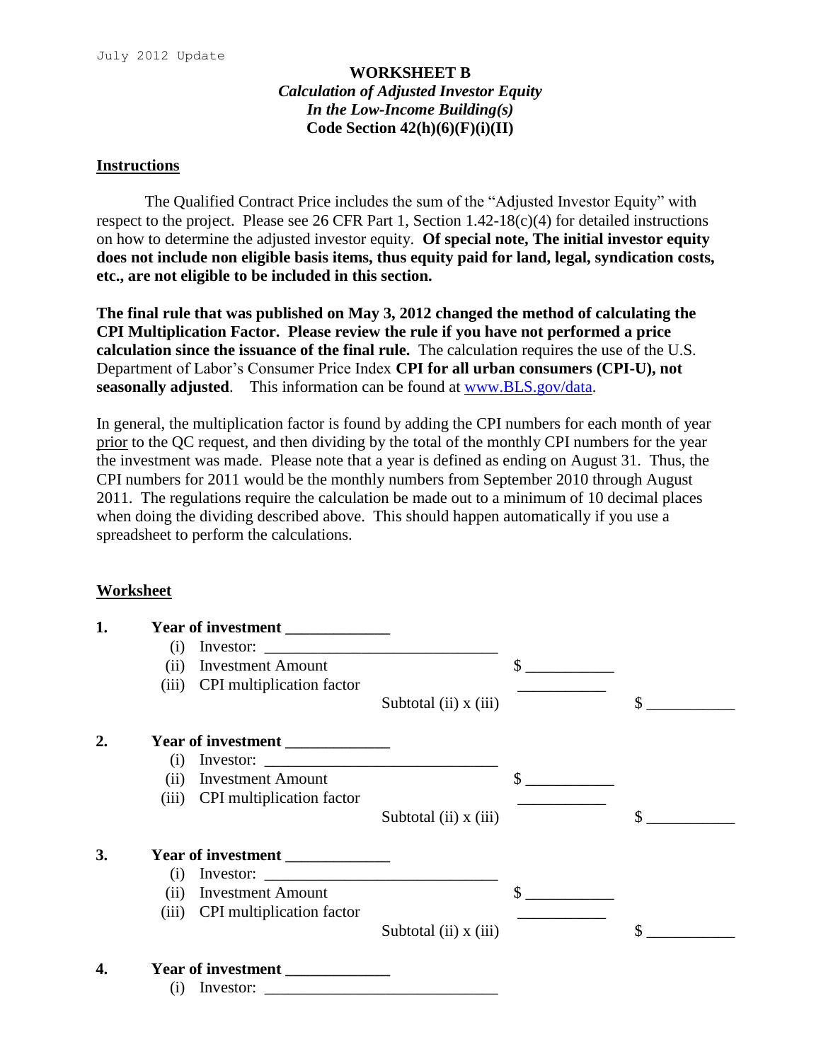July 2012 Update

**WORKSHEET B**

***Calculation of Adjusted Investor Equity***

***In the Low-Income Building(s)***

**Code Section 42(h)(6)(F)(i)(II)**

## Instructions

The Qualified Contract Price includes the sum of the "Adjusted Investor Equity" with respect to the project. Please see 26 CFR Part 1, Section 1.42-18(c)(4) for detailed instructions on how to determine the adjusted investor equity. **Of special note, The initial investor equity does not include non eligible basis items, thus equity paid for land, legal, syndication costs, etc., are not eligible to be included in this section.**

**The final rule that was published on May 3, 2012 changed the method of calculating the CPI Multiplication Factor. Please review the rule if you have not performed a price calculation since the issuance of the final rule.** The calculation requires the use of the U.S. Department of Labor's Consumer Price Index **CPI for all urban consumers (CPI-U), not seasonally adjusted**. This information can be found at www.BLS.gov/data.

In general, the multiplication factor is found by adding the CPI numbers for each month of year prior to the QC request, and then dividing by the total of the monthly CPI numbers for the year the investment was made. Please note that a year is defined as ending on August 31. Thus, the CPI numbers for 2011 would be the monthly numbers from September 2010 through August 2011. The regulations require the calculation be made out to a minimum of 10 decimal places when doing the dividing described above. This should happen automatically if you use a spreadsheet to perform the calculations.

## Worksheet

**1. Year of investment \_\_\_\_\_\_\_\_\_\_\_\_**

(i) Investor: \_\_\_\_\_\_\_\_\_\_\_\_\_\_\_\_\_\_\_\_\_\_\_\_\_\_\_\_

(ii) Investment Amount $ \_\_\_\_\_\_\_\_\_\_

(iii) CPI multiplication factor \_\_\_\_\_\_\_\_\_\_

Subtotal (ii) x (iii) $ \_\_\_\_\_\_\_\_\_\_

**2. Year of investment \_\_\_\_\_\_\_\_\_\_\_\_**

(i) Investor: \_\_\_\_\_\_\_\_\_\_\_\_\_\_\_\_\_\_\_\_\_\_\_\_\_\_\_\_

(ii) Investment Amount $ \_\_\_\_\_\_\_\_\_\_

(iii) CPI multiplication factor \_\_\_\_\_\_\_\_\_\_

Subtotal (ii) x (iii) $ \_\_\_\_\_\_\_\_\_\_

**3. Year of investment \_\_\_\_\_\_\_\_\_\_\_\_**

(i) Investor: \_\_\_\_\_\_\_\_\_\_\_\_\_\_\_\_\_\_\_\_\_\_\_\_\_\_\_\_

(ii) Investment Amount $ \_\_\_\_\_\_\_\_\_\_

(iii) CPI multiplication factor \_\_\_\_\_\_\_\_\_\_

Subtotal (ii) x (iii) $ \_\_\_\_\_\_\_\_\_\_

**4. Year of investment \_\_\_\_\_\_\_\_\_\_\_\_**

(i) Investor: \_\_\_\_\_\_\_\_\_\_\_\_\_\_\_\_\_\_\_\_\_\_\_\_\_\_\_\_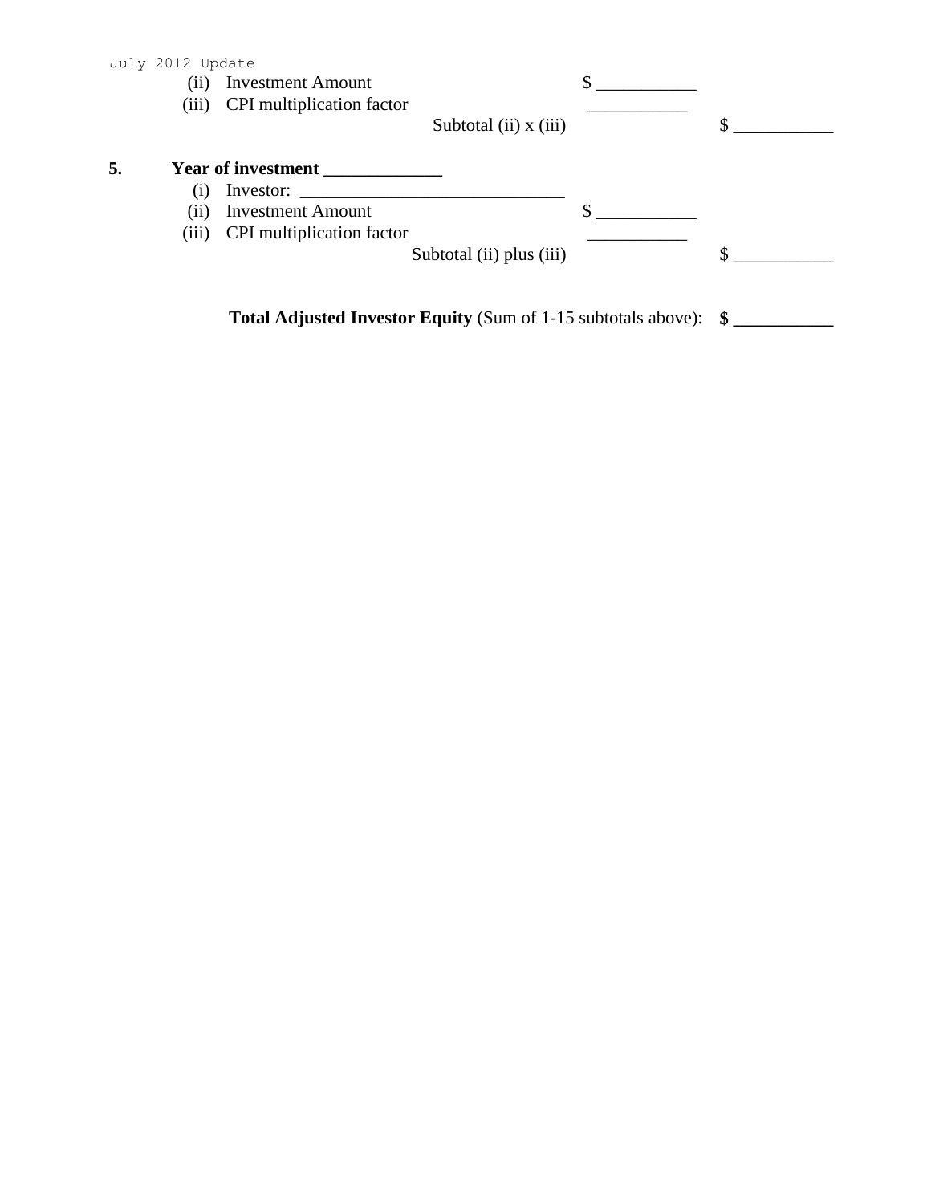(ii) Investment Amount $ ___________

(iii) CPI multiplication factor ___________

Subtotal (ii) x (iii) $ ___________

**5. Year of investment _____________**

(i) Investor: _____________________________

(ii) Investment Amount $ ___________

(iii) CPI multiplication factor ___________

Subtotal (ii) plus (iii) $ ___________

**Total Adjusted Investor Equity** (Sum of 1-15 subtotals above): **$ ___________**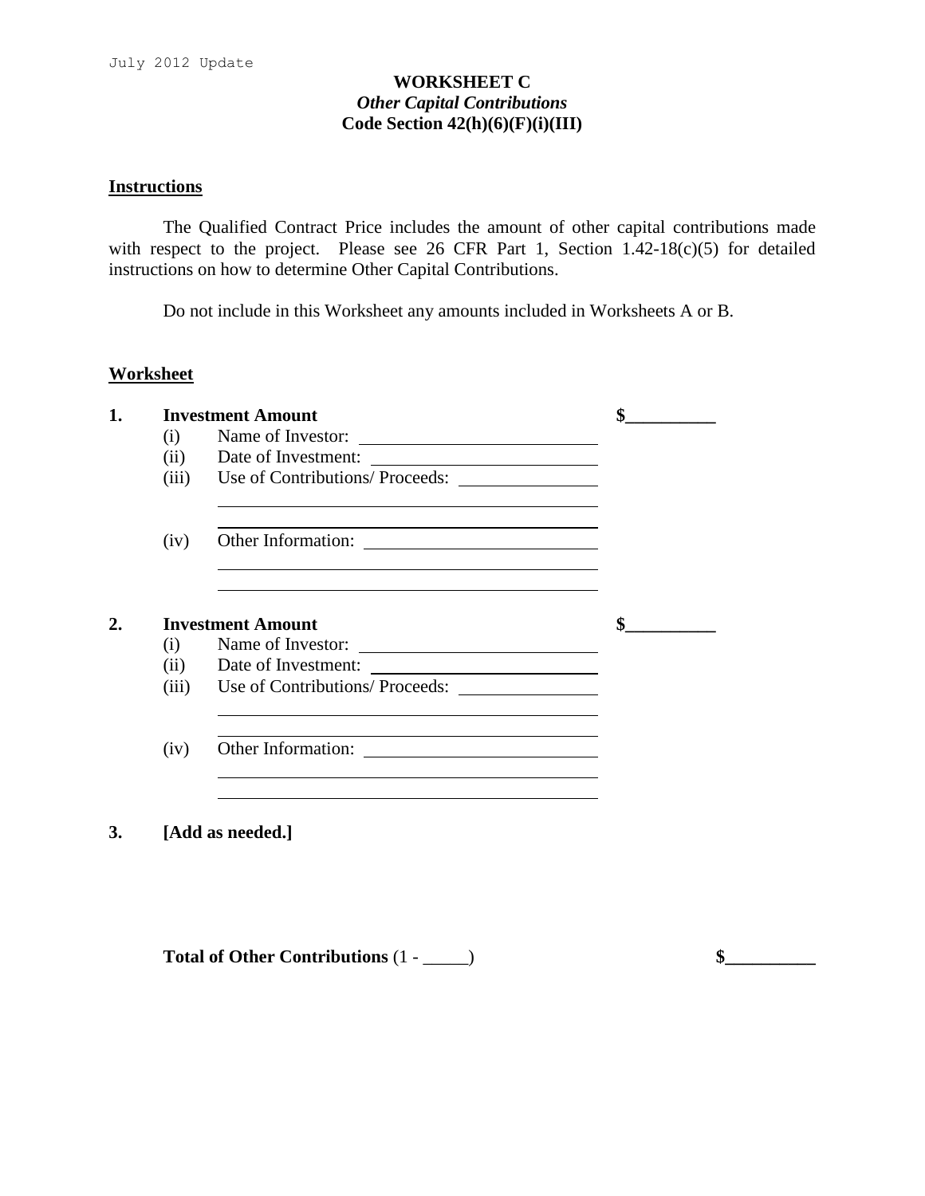July 2012 Update

# WORKSHEET C

## *Other Capital Contributions*

## Code Section 42(h)(6)(F)(i)(III)

**Instructions**

The Qualified Contract Price includes the amount of other capital contributions made with respect to the project. Please see 26 CFR Part 1, Section 1.42-18(c)(5) for detailed instructions on how to determine Other Capital Contributions.

Do not include in this Worksheet any amounts included in Worksheets A or B.

**Worksheet**

**1. Investment Amount** **$__________**

(i) Name of Investor: ____________________

(ii) Date of Investment: ____________________

(iii) Use of Contributions/ Proceeds: ____________________

____________________

____________________

(iv) Other Information: ____________________

____________________

____________________

**2. Investment Amount** **$__________**

(i) Name of Investor: ____________________

(ii) Date of Investment: ____________________

(iii) Use of Contributions/ Proceeds: ____________________

____________________

____________________

(iv) Other Information: ____________________

____________________

____________________

**3. [Add as needed.]**

**Total of Other Contributions** (1 - _____) **$__________**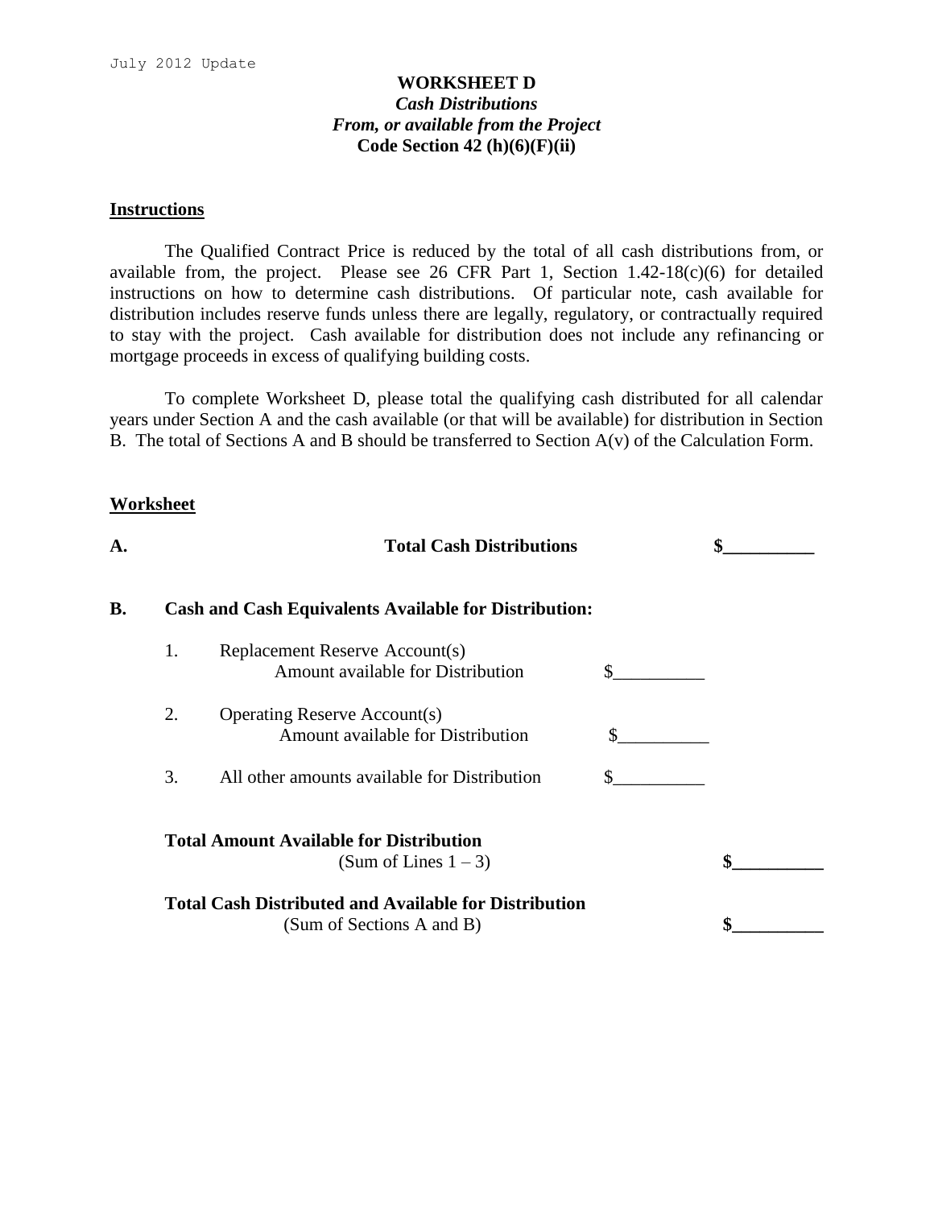# WORKSHEET D

***Cash Distributions***

***From, or available from the Project***

**Code Section 42 (h)(6)(F)(ii)**

## Instructions

The Qualified Contract Price is reduced by the total of all cash distributions from, or available from, the project. Please see 26 CFR Part 1, Section 1.42-18(c)(6) for detailed instructions on how to determine cash distributions. Of particular note, cash available for distribution includes reserve funds unless there are legally, regulatory, or contractually required to stay with the project. Cash available for distribution does not include any refinancing or mortgage proceeds in excess of qualifying building costs.

To complete Worksheet D, please total the qualifying cash distributed for all calendar years under Section A and the cash available (or that will be available) for distribution in Section B. The total of Sections A and B should be transferred to Section A(v) of the Calculation Form.

## Worksheet

**A. Total Cash Distributions** **$__________**

**B. Cash and Cash Equivalents Available for Distribution:**

1. Replacement Reserve Account(s)
   Amount available for Distribution $__________

2. Operating Reserve Account(s)
   Amount available for Distribution $__________

3. All other amounts available for Distribution $__________

**Total Amount Available for Distribution**
(Sum of Lines 1 – 3) **$__________**

**Total Cash Distributed and Available for Distribution**
(Sum of Sections A and B) **$__________**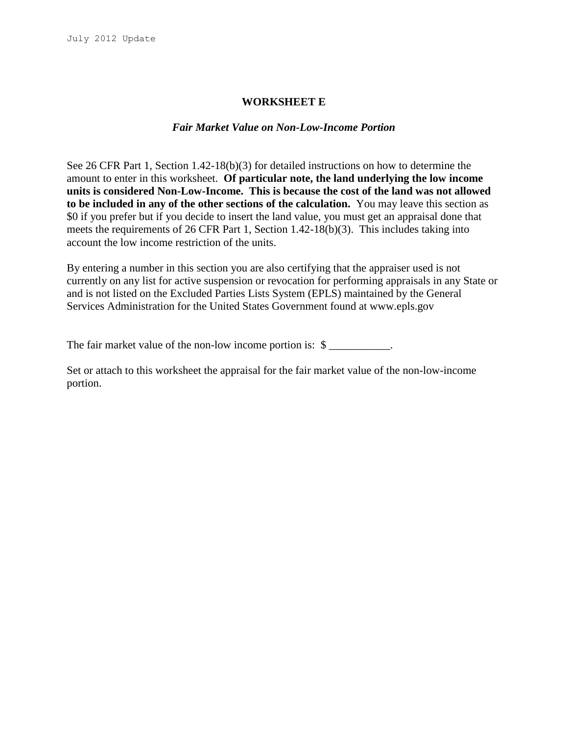# WORKSHEET E

### *Fair Market Value on Non-Low-Income Portion*

See 26 CFR Part 1, Section 1.42-18(b)(3) for detailed instructions on how to determine the amount to enter in this worksheet. **Of particular note, the land underlying the low income units is considered Non-Low-Income. This is because the cost of the land was not allowed to be included in any of the other sections of the calculation.** You may leave this section as $0 if you prefer but if you decide to insert the land value, you must get an appraisal done that meets the requirements of 26 CFR Part 1, Section 1.42-18(b)(3). This includes taking into account the low income restriction of the units.

By entering a number in this section you are also certifying that the appraiser used is not currently on any list for active suspension or revocation for performing appraisals in any State or and is not listed on the Excluded Parties Lists System (EPLS) maintained by the General Services Administration for the United States Government found at www.epls.gov

The fair market value of the non-low income portion is: $ ___________.

Set or attach to this worksheet the appraisal for the fair market value of the non-low-income portion.